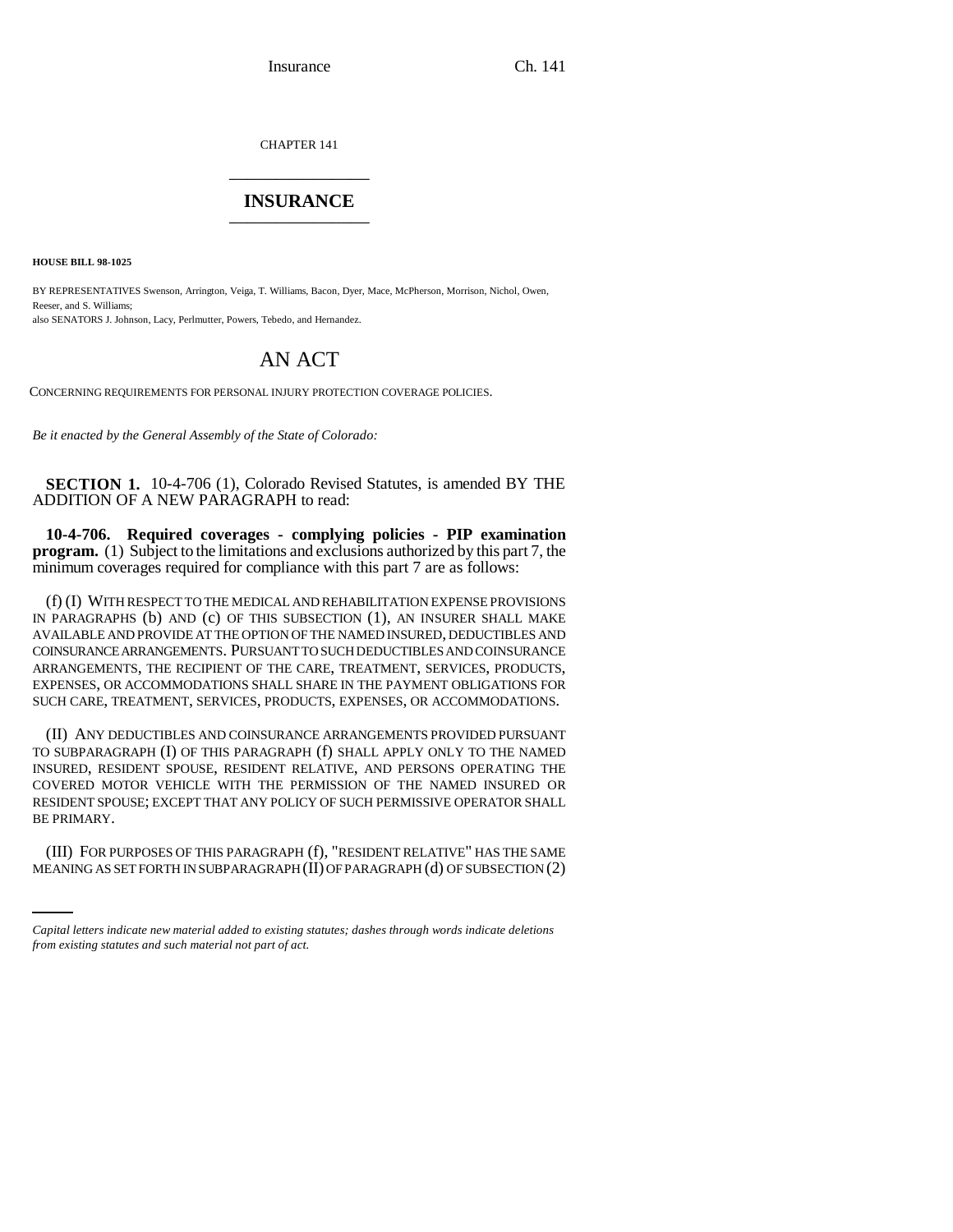CHAPTER 141

# INSURANCE

**HOUSE BILL 98-1025**

BY REPRESENTATIVES Swenson, Arrington, Veiga, T. Williams, Bacon, Dyer, Mace, McPherson, Morrison, Nichol, Owen, Reeser, and S. Williams;
also SENATORS J. Johnson, Lacy, Perlmutter, Powers, Tebedo, and Hernandez.

# AN ACT

CONCERNING REQUIREMENTS FOR PERSONAL INJURY PROTECTION COVERAGE POLICIES.

*Be it enacted by the General Assembly of the State of Colorado:*

**SECTION 1.** 10-4-706 (1), Colorado Revised Statutes, is amended BY THE ADDITION OF A NEW PARAGRAPH to read:

**10-4-706. Required coverages - complying policies - PIP examination program.** (1) Subject to the limitations and exclusions authorized by this part 7, the minimum coverages required for compliance with this part 7 are as follows:

(f) (I) WITH RESPECT TO THE MEDICAL AND REHABILITATION EXPENSE PROVISIONS IN PARAGRAPHS (b) AND (c) OF THIS SUBSECTION (1), AN INSURER SHALL MAKE AVAILABLE AND PROVIDE AT THE OPTION OF THE NAMED INSURED, DEDUCTIBLES AND COINSURANCE ARRANGEMENTS. PURSUANT TO SUCH DEDUCTIBLES AND COINSURANCE ARRANGEMENTS, THE RECIPIENT OF THE CARE, TREATMENT, SERVICES, PRODUCTS, EXPENSES, OR ACCOMMODATIONS SHALL SHARE IN THE PAYMENT OBLIGATIONS FOR SUCH CARE, TREATMENT, SERVICES, PRODUCTS, EXPENSES, OR ACCOMMODATIONS.

(II) ANY DEDUCTIBLES AND COINSURANCE ARRANGEMENTS PROVIDED PURSUANT TO SUBPARAGRAPH (I) OF THIS PARAGRAPH (f) SHALL APPLY ONLY TO THE NAMED INSURED, RESIDENT SPOUSE, RESIDENT RELATIVE, AND PERSONS OPERATING THE COVERED MOTOR VEHICLE WITH THE PERMISSION OF THE NAMED INSURED OR RESIDENT SPOUSE; EXCEPT THAT ANY POLICY OF SUCH PERMISSIVE OPERATOR SHALL BE PRIMARY.

(III) FOR PURPOSES OF THIS PARAGRAPH (f), "RESIDENT RELATIVE" HAS THE SAME MEANING AS SET FORTH IN SUBPARAGRAPH (II) OF PARAGRAPH (d) OF SUBSECTION (2)

*Capital letters indicate new material added to existing statutes; dashes through words indicate deletions from existing statutes and such material not part of act.*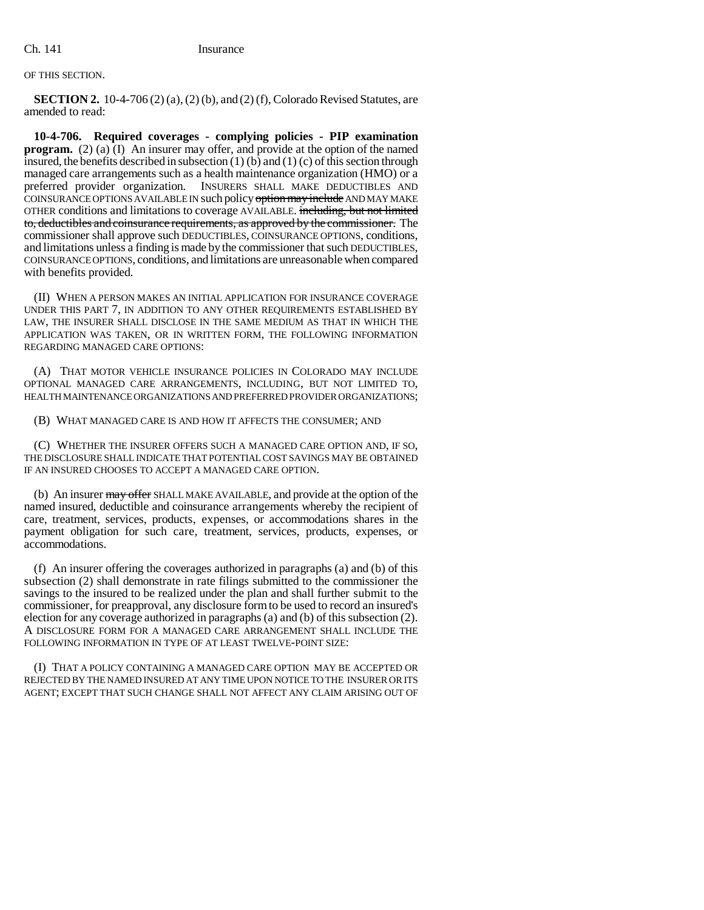OF THIS SECTION.

**SECTION 2.** 10-4-706 (2) (a), (2) (b), and (2) (f), Colorado Revised Statutes, are amended to read:

**10-4-706. Required coverages - complying policies - PIP examination program.** (2) (a) (I) An insurer may offer, and provide at the option of the named insured, the benefits described in subsection (1) (b) and (1) (c) of this section through managed care arrangements such as a health maintenance organization (HMO) or a preferred provider organization. INSURERS SHALL MAKE DEDUCTIBLES AND COINSURANCE OPTIONS AVAILABLE IN such policy ~~option may include~~ AND MAY MAKE OTHER conditions and limitations to coverage AVAILABLE. ~~including, but not limited to, deductibles and coinsurance requirements, as approved by the commissioner.~~ The commissioner shall approve such DEDUCTIBLES, COINSURANCE OPTIONS, conditions, and limitations unless a finding is made by the commissioner that such DEDUCTIBLES, COINSURANCE OPTIONS, conditions, and limitations are unreasonable when compared with benefits provided.

(II) WHEN A PERSON MAKES AN INITIAL APPLICATION FOR INSURANCE COVERAGE UNDER THIS PART 7, IN ADDITION TO ANY OTHER REQUIREMENTS ESTABLISHED BY LAW, THE INSURER SHALL DISCLOSE IN THE SAME MEDIUM AS THAT IN WHICH THE APPLICATION WAS TAKEN, OR IN WRITTEN FORM, THE FOLLOWING INFORMATION REGARDING MANAGED CARE OPTIONS:

(A) THAT MOTOR VEHICLE INSURANCE POLICIES IN COLORADO MAY INCLUDE OPTIONAL MANAGED CARE ARRANGEMENTS, INCLUDING, BUT NOT LIMITED TO, HEALTH MAINTENANCE ORGANIZATIONS AND PREFERRED PROVIDER ORGANIZATIONS;

(B) WHAT MANAGED CARE IS AND HOW IT AFFECTS THE CONSUMER; AND

(C) WHETHER THE INSURER OFFERS SUCH A MANAGED CARE OPTION AND, IF SO, THE DISCLOSURE SHALL INDICATE THAT POTENTIAL COST SAVINGS MAY BE OBTAINED IF AN INSURED CHOOSES TO ACCEPT A MANAGED CARE OPTION.

(b) An insurer ~~may offer~~ SHALL MAKE AVAILABLE, and provide at the option of the named insured, deductible and coinsurance arrangements whereby the recipient of care, treatment, services, products, expenses, or accommodations shares in the payment obligation for such care, treatment, services, products, expenses, or accommodations.

(f) An insurer offering the coverages authorized in paragraphs (a) and (b) of this subsection (2) shall demonstrate in rate filings submitted to the commissioner the savings to the insured to be realized under the plan and shall further submit to the commissioner, for preapproval, any disclosure form to be used to record an insured's election for any coverage authorized in paragraphs (a) and (b) of this subsection (2). A DISCLOSURE FORM FOR A MANAGED CARE ARRANGEMENT SHALL INCLUDE THE FOLLOWING INFORMATION IN TYPE OF AT LEAST TWELVE-POINT SIZE:

(I) THAT A POLICY CONTAINING A MANAGED CARE OPTION MAY BE ACCEPTED OR REJECTED BY THE NAMED INSURED AT ANY TIME UPON NOTICE TO THE INSURER OR ITS AGENT; EXCEPT THAT SUCH CHANGE SHALL NOT AFFECT ANY CLAIM ARISING OUT OF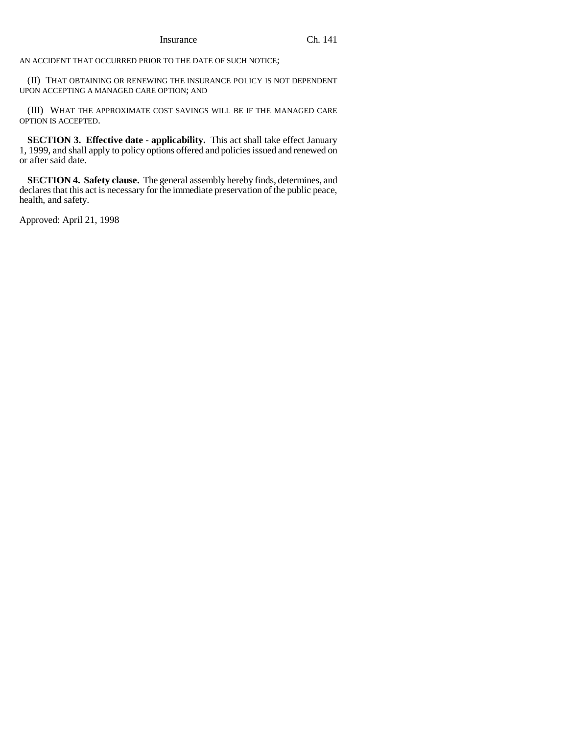AN ACCIDENT THAT OCCURRED PRIOR TO THE DATE OF SUCH NOTICE;

(II) THAT OBTAINING OR RENEWING THE INSURANCE POLICY IS NOT DEPENDENT UPON ACCEPTING A MANAGED CARE OPTION; AND

(III) WHAT THE APPROXIMATE COST SAVINGS WILL BE IF THE MANAGED CARE OPTION IS ACCEPTED.

**SECTION 3. Effective date - applicability.** This act shall take effect January 1, 1999, and shall apply to policy options offered and policies issued and renewed on or after said date.

**SECTION 4. Safety clause.** The general assembly hereby finds, determines, and declares that this act is necessary for the immediate preservation of the public peace, health, and safety.

Approved: April 21, 1998